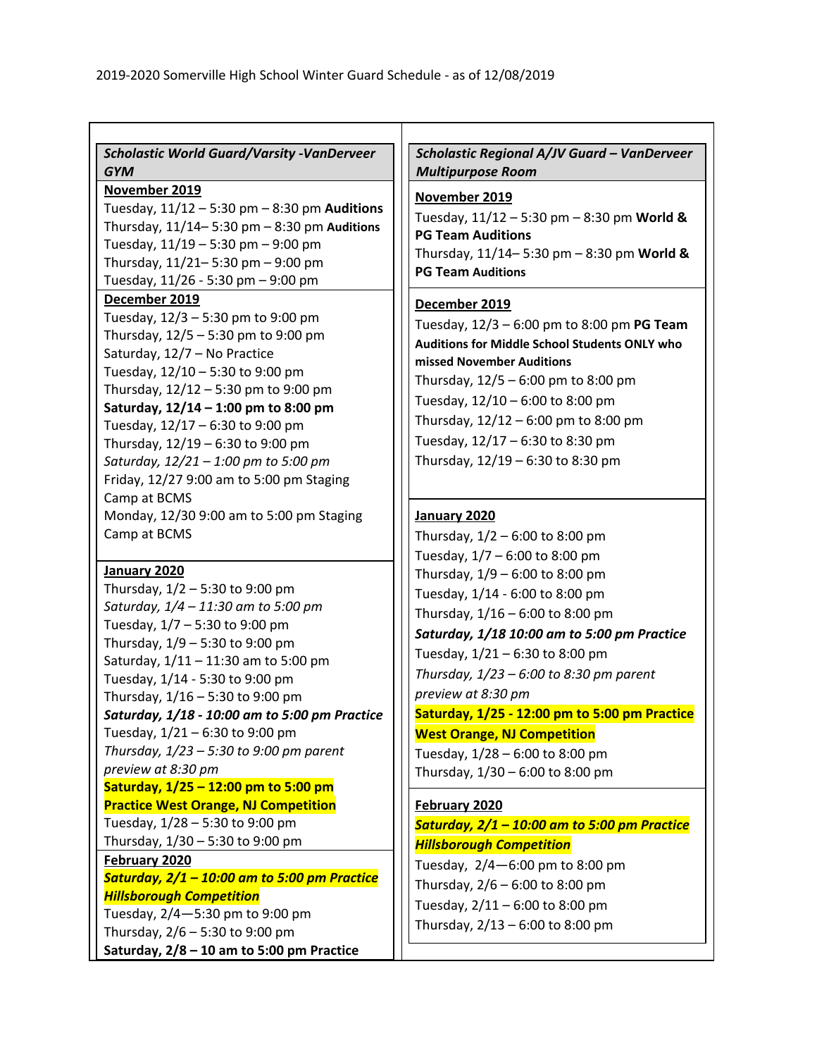2019-2020 Somerville High School Winter Guard Schedule - as of 12/08/2019

### *Scholastic World Guard/Varsity -VanDerveer GYM*

**November 2019**

Tuesday, 11/12 – 5:30 pm – 8:30 pm **Auditions**
Thursday, 11/14– 5:30 pm – 8:30 pm **Auditions**
Tuesday, 11/19 – 5:30 pm – 9:00 pm
Thursday, 11/21– 5:30 pm – 9:00 pm
Tuesday, 11/26 - 5:30 pm – 9:00 pm

**December 2019**

Tuesday, 12/3 – 5:30 pm to 9:00 pm
Thursday, 12/5 – 5:30 pm to 9:00 pm
Saturday, 12/7 – No Practice
Tuesday, 12/10 – 5:30 to 9:00 pm
Thursday, 12/12 – 5:30 pm to 9:00 pm
**Saturday, 12/14 – 1:00 pm to 8:00 pm**
Tuesday, 12/17 – 6:30 to 9:00 pm
Thursday, 12/19 – 6:30 to 9:00 pm
*Saturday, 12/21 – 1:00 pm to 5:00 pm*
Friday, 12/27 9:00 am to 5:00 pm Staging Camp at BCMS
Monday, 12/30 9:00 am to 5:00 pm Staging Camp at BCMS

**January 2020**

Thursday, 1/2 – 5:30 to 9:00 pm
*Saturday, 1/4 – 11:30 am to 5:00 pm*
Tuesday, 1/7 – 5:30 to 9:00 pm
Thursday, 1/9 – 5:30 to 9:00 pm
Saturday, 1/11 – 11:30 am to 5:00 pm
Tuesday, 1/14 - 5:30 to 9:00 pm
Thursday, 1/16 – 5:30 to 9:00 pm
***Saturday, 1/18 - 10:00 am to 5:00 pm Practice***
Tuesday, 1/21 – 6:30 to 9:00 pm
*Thursday, 1/23 – 5:30 to 9:00 pm parent preview at 8:30 pm*
**Saturday, 1/25 – 12:00 pm to 5:00 pm Practice West Orange, NJ Competition**
Tuesday, 1/28 – 5:30 to 9:00 pm
Thursday, 1/30 – 5:30 to 9:00 pm

**February 2020**

***Saturday, 2/1 – 10:00 am to 5:00 pm Practice Hillsborough Competition***
Tuesday, 2/4—5:30 pm to 9:00 pm
Thursday, 2/6 – 5:30 to 9:00 pm
**Saturday, 2/8 – 10 am to 5:00 pm Practice**

### *Scholastic Regional A/JV Guard – VanDerveer Multipurpose Room*

**November 2019**

Tuesday, 11/12 – 5:30 pm – 8:30 pm **World & PG Team Auditions**
Thursday, 11/14– 5:30 pm – 8:30 pm **World & PG Team Auditions**

**December 2019**

Tuesday, 12/3 – 6:00 pm to 8:00 pm **PG Team Auditions for Middle School Students ONLY who missed November Auditions**
Thursday, 12/5 – 6:00 pm to 8:00 pm
Tuesday, 12/10 – 6:00 to 8:00 pm
Thursday, 12/12 – 6:00 pm to 8:00 pm
Tuesday, 12/17 – 6:30 to 8:30 pm
Thursday, 12/19 – 6:30 to 8:30 pm

**January 2020**

Thursday, 1/2 – 6:00 to 8:00 pm
Tuesday, 1/7 – 6:00 to 8:00 pm
Thursday, 1/9 – 6:00 to 8:00 pm
Tuesday, 1/14 - 6:00 to 8:00 pm
Thursday, 1/16 – 6:00 to 8:00 pm
***Saturday, 1/18 10:00 am to 5:00 pm Practice***
Tuesday, 1/21 – 6:30 to 8:00 pm
*Thursday, 1/23 – 6:00 to 8:30 pm parent preview at 8:30 pm*
**Saturday, 1/25 - 12:00 pm to 5:00 pm Practice West Orange, NJ Competition**
Tuesday, 1/28 – 6:00 to 8:00 pm
Thursday, 1/30 – 6:00 to 8:00 pm

**February 2020**

***Saturday, 2/1 – 10:00 am to 5:00 pm Practice Hillsborough Competition***
Tuesday, 2/4—6:00 pm to 8:00 pm
Thursday, 2/6 – 6:00 to 8:00 pm
Tuesday, 2/11 – 6:00 to 8:00 pm
Thursday, 2/13 – 6:00 to 8:00 pm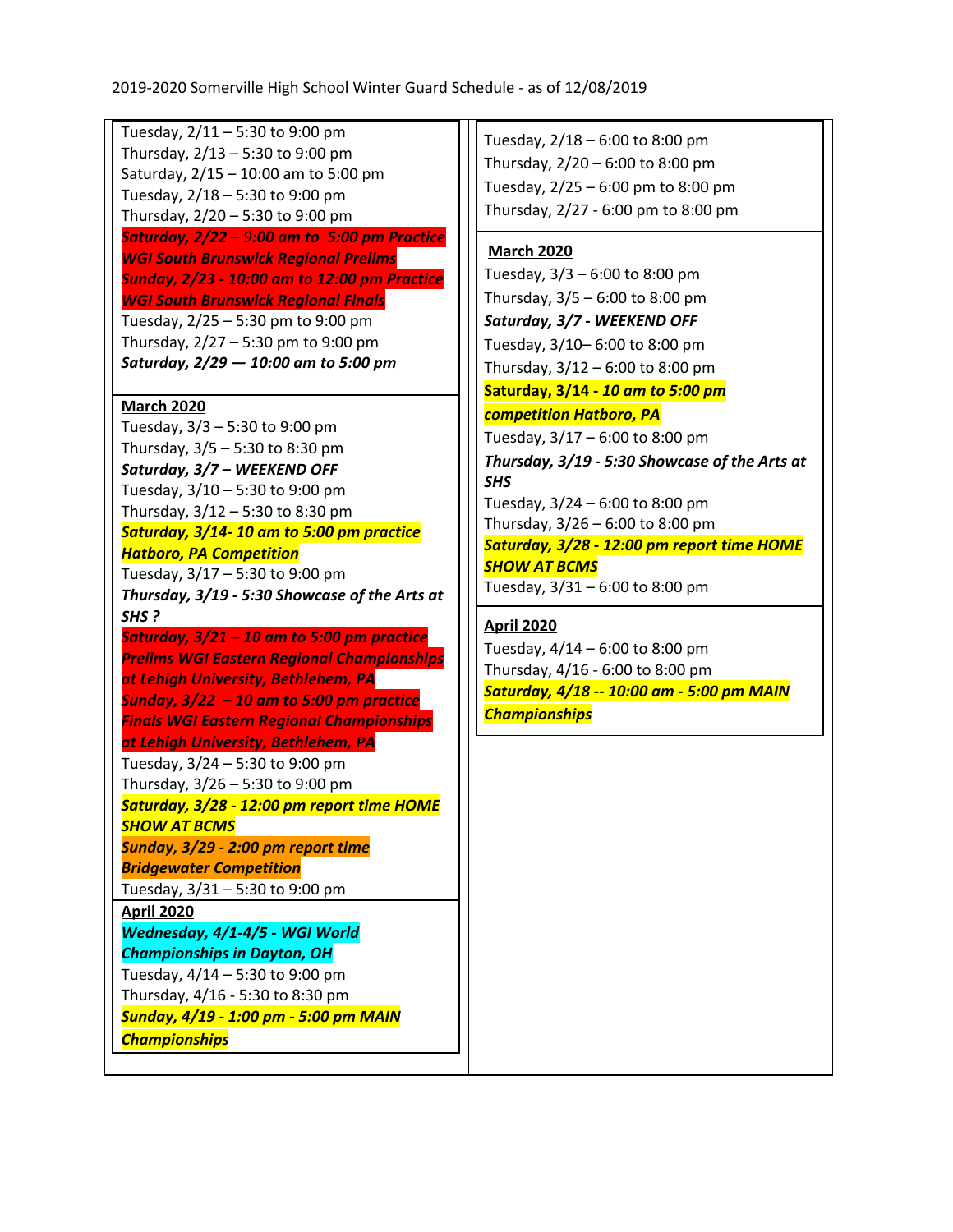2019-2020 Somerville High School Winter Guard Schedule - as of 12/08/2019

Tuesday, 2/11 – 5:30 to 9:00 pm
Thursday, 2/13 – 5:30 to 9:00 pm
Saturday, 2/15 – 10:00 am to 5:00 pm
Tuesday, 2/18 – 5:30 to 9:00 pm
Thursday, 2/20 – 5:30 to 9:00 pm
***Saturday, 2/22 – 9:00 am to 5:00 pm Practice WGI South Brunswick Regional Prelims***
***Sunday, 2/23 - 10:00 am to 12:00 pm Practice WGI South Brunswick Regional Finals***
Tuesday, 2/25 – 5:30 pm to 9:00 pm
Thursday, 2/27 – 5:30 pm to 9:00 pm
***Saturday, 2/29 — 10:00 am to 5:00 pm***

**March 2020**

Tuesday, 3/3 – 5:30 to 9:00 pm
Thursday, 3/5 – 5:30 to 8:30 pm
***Saturday, 3/7 – WEEKEND OFF***
Tuesday, 3/10 – 5:30 to 9:00 pm
Thursday, 3/12 – 5:30 to 8:30 pm
***Saturday, 3/14- 10 am to 5:00 pm practice Hatboro, PA Competition***
Tuesday, 3/17 – 5:30 to 9:00 pm
***Thursday, 3/19 - 5:30 Showcase of the Arts at SHS ?***
***Saturday, 3/21 – 10 am to 5:00 pm practice Prelims WGI Eastern Regional Championships at Lehigh University, Bethlehem, PA***
***Sunday, 3/22 – 10 am to 5:00 pm practice Finals WGI Eastern Regional Championships at Lehigh University, Bethlehem, PA***
Tuesday, 3/24 – 5:30 to 9:00 pm
Thursday, 3/26 – 5:30 to 9:00 pm
***Saturday, 3/28 - 12:00 pm report time HOME SHOW AT BCMS***
***Sunday, 3/29 - 2:00 pm report time Bridgewater Competition***
Tuesday, 3/31 – 5:30 to 9:00 pm

**April 2020**

***Wednesday, 4/1-4/5 - WGI World Championships in Dayton, OH***
Tuesday, 4/14 – 5:30 to 9:00 pm
Thursday, 4/16 - 5:30 to 8:30 pm
***Sunday, 4/19 - 1:00 pm - 5:00 pm MAIN Championships***

---

Tuesday, 2/18 – 6:00 to 8:00 pm
Thursday, 2/20 – 6:00 to 8:00 pm
Tuesday, 2/25 – 6:00 pm to 8:00 pm
Thursday, 2/27 - 6:00 pm to 8:00 pm

**March 2020**

Tuesday, 3/3 – 6:00 to 8:00 pm
Thursday, 3/5 – 6:00 to 8:00 pm
***Saturday, 3/7 - WEEKEND OFF***
Tuesday, 3/10– 6:00 to 8:00 pm
Thursday, 3/12 – 6:00 to 8:00 pm
**Saturday, 3/14 - *10 am to 5:00 pm competition Hatboro, PA***
Tuesday, 3/17 – 6:00 to 8:00 pm
***Thursday, 3/19 - 5:30 Showcase of the Arts at SHS***
Tuesday, 3/24 – 6:00 to 8:00 pm
Thursday, 3/26 – 6:00 to 8:00 pm
***Saturday, 3/28 - 12:00 pm report time HOME SHOW AT BCMS***
Tuesday, 3/31 – 6:00 to 8:00 pm

**April 2020**

Tuesday, 4/14 – 6:00 to 8:00 pm
Thursday, 4/16 - 6:00 to 8:00 pm
***Saturday, 4/18 -- 10:00 am - 5:00 pm MAIN Championships***